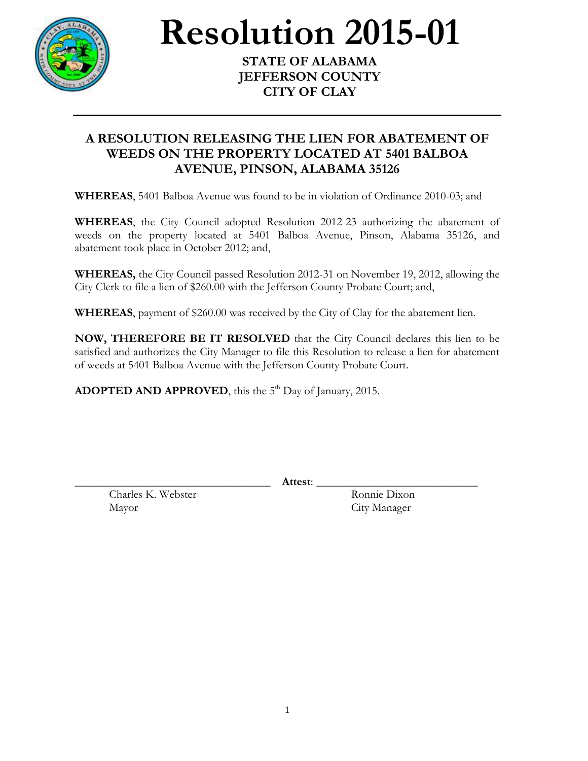# Resolution 2015-01

**STATE OF ALABAMA**
**JEFFERSON COUNTY**
**CITY OF CLAY**

---

## A RESOLUTION RELEASING THE LIEN FOR ABATEMENT OF WEEDS ON THE PROPERTY LOCATED AT 5401 BALBOA AVENUE, PINSON, ALABAMA 35126

**WHEREAS**, 5401 Balboa Avenue was found to be in violation of Ordinance 2010-03; and

**WHEREAS**, the City Council adopted Resolution 2012-23 authorizing the abatement of weeds on the property located at 5401 Balboa Avenue, Pinson, Alabama 35126, and abatement took place in October 2012; and,

**WHEREAS,** the City Council passed Resolution 2012-31 on November 19, 2012, allowing the City Clerk to file a lien of $260.00 with the Jefferson County Probate Court; and,

**WHEREAS**, payment of $260.00 was received by the City of Clay for the abatement lien.

**NOW, THEREFORE BE IT RESOLVED** that the City Council declares this lien to be satisfied and authorizes the City Manager to file this Resolution to release a lien for abatement of weeds at 5401 Balboa Avenue with the Jefferson County Probate Court.

**ADOPTED AND APPROVED**, this the 5th Day of January, 2015.

\_\_\_\_\_\_\_\_\_\_\_\_\_\_\_\_\_\_\_\_\_\_\_\_\_\_\_\_\_\_ **Attest**: \_\_\_\_\_\_\_\_\_\_\_\_\_\_\_\_\_\_\_\_\_\_\_\_\_\_\_\_\_\_

Charles K. Webster
Mayor

Ronnie Dixon
City Manager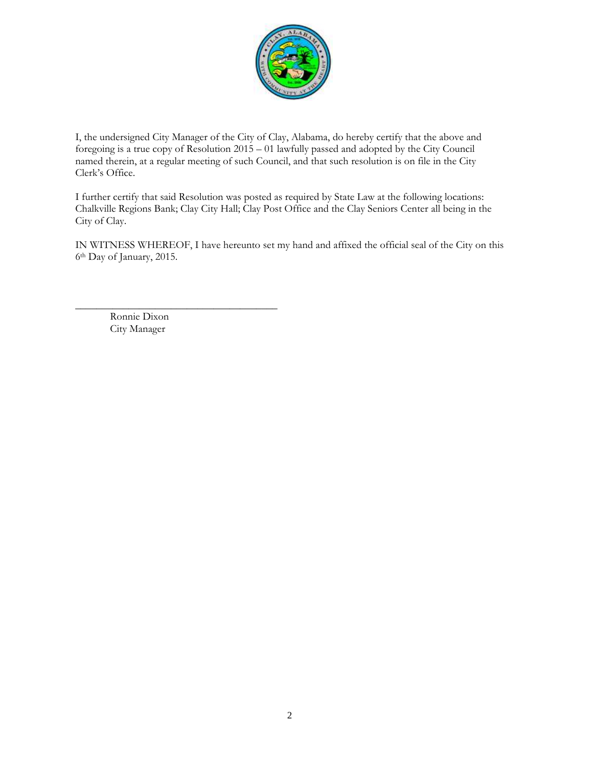I, the undersigned City Manager of the City of Clay, Alabama, do hereby certify that the above and foregoing is a true copy of Resolution 2015 – 01 lawfully passed and adopted by the City Council named therein, at a regular meeting of such Council, and that such resolution is on file in the City Clerk's Office.

I further certify that said Resolution was posted as required by State Law at the following locations: Chalkville Regions Bank; Clay City Hall; Clay Post Office and the Clay Seniors Center all being in the City of Clay.

IN WITNESS WHEREOF, I have hereunto set my hand and affixed the official seal of the City on this 6th Day of January, 2015.

\_\_\_\_\_\_\_\_\_\_\_\_\_\_\_\_\_\_\_\_\_\_\_\_\_\_\_\_\_\_\_\_\_\_\_\_\_\_\_\_

Ronnie Dixon
City Manager